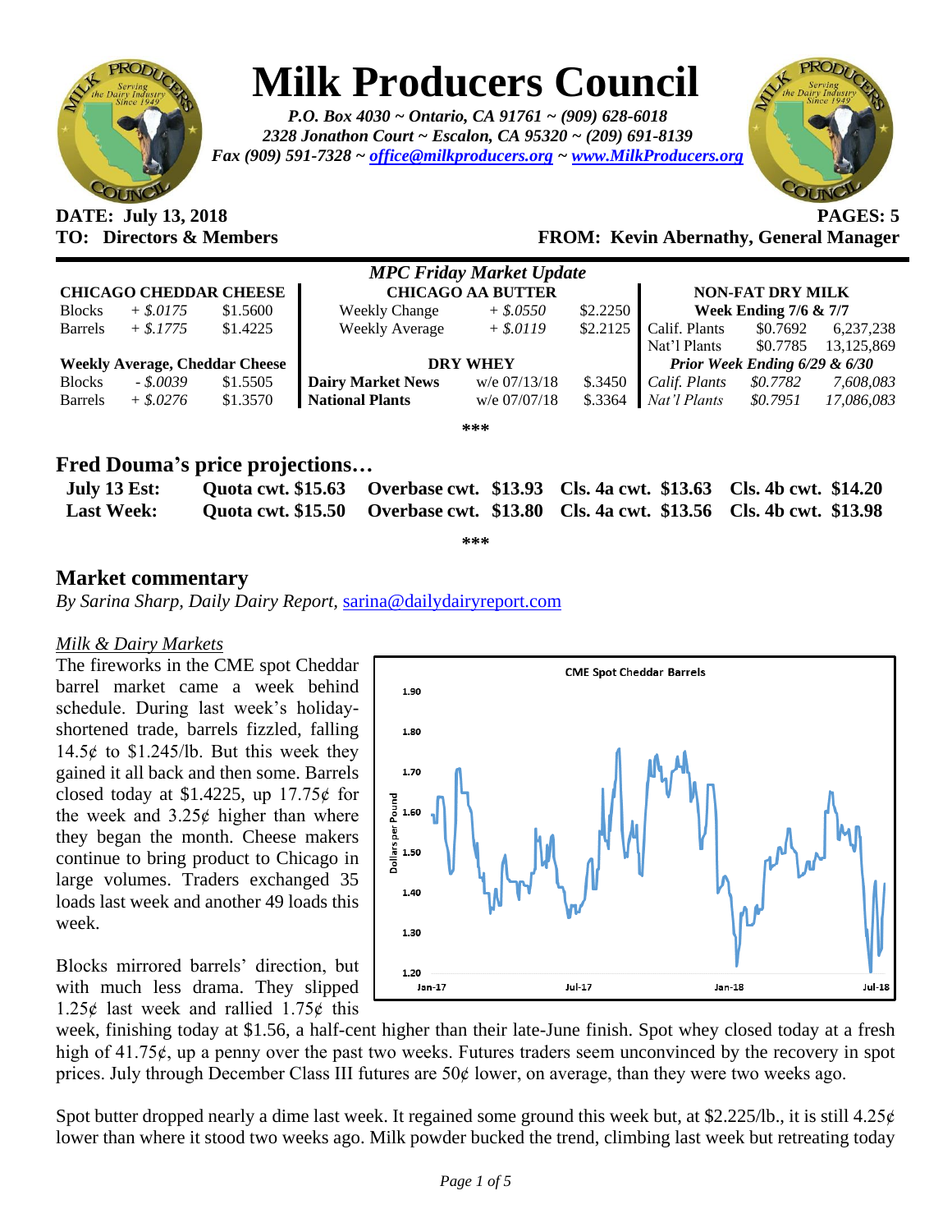# Milk Producers Council

*P.O. Box 4030 ~ Ontario, CA 91761 ~ (909) 628-6018*
*2328 Jonathon Court ~ Escalon, CA 95320 ~ (209) 691-8139*
*Fax (909) 591-7328 ~ office@milkproducers.org ~ www.MilkProducers.org*

**DATE: July 13, 2018** **PAGES: 5**
**TO: Directors & Members** **FROM: Kevin Abernathy, General Manager**

*MPC Friday Market Update*

| **CHICAGO CHEDDAR CHEESE** | | | **CHICAGO AA BUTTER** | | | **NON-FAT DRY MILK** | | |
|---|---|---|---|---|---|---|---|---|
| | | | | | | **Week Ending 7/6 & 7/7** | | |
| Blocks | + $.0175 | $1.5600 | Weekly Change | + $.0550 | $2.2250 | Calif. Plants | $0.7692 | 6,237,238 |
| Barrels | + $.1775 | $1.4225 | Weekly Average | + $.0119 | $2.2125 | Nat'l Plants | $0.7785 | 13,125,869 |
| **Weekly Average, Cheddar Cheese** | | | **DRY WHEY** | | | ***Prior Week Ending 6/29 & 6/30*** | | |
| Blocks | - $.0039 | $1.5505 | **Dairy Market News** | w/e 07/13/18 | $.3450 | *Calif. Plants* | *$0.7782* | *7,608,083* |
| Barrels | + $.0276 | $1.3570 | **National Plants** | w/e 07/07/18 | $.3364 | *Nat'l Plants* | *$0.7951* | *17,086,083* |

\*\*\*

## Fred Douma's price projections…

| | | | | |
|---|---|---|---|---|
| **July 13 Est:** | **Quota cwt. $15.63** | **Overbase cwt. $13.93** | **Cls. 4a cwt. $13.63** | **Cls. 4b cwt. $14.20** |
| **Last Week:** | **Quota cwt. $15.50** | **Overbase cwt. $13.80** | **Cls. 4a cwt. $13.56** | **Cls. 4b cwt. $13.98** |

\*\*\*

## Market commentary

*By Sarina Sharp, Daily Dairy Report,* sarina@dailydairyreport.com

### *Milk & Dairy Markets*

The fireworks in the CME spot Cheddar barrel market came a week behind schedule. During last week's holiday-shortened trade, barrels fizzled, falling 14.5¢ to $1.245/lb. But this week they gained it all back and then some. Barrels closed today at $1.4225, up 17.75¢ for the week and 3.25¢ higher than where they began the month. Cheese makers continue to bring product to Chicago in large volumes. Traders exchanged 35 loads last week and another 49 loads this week.

Blocks mirrored barrels' direction, but with much less drama. They slipped 1.25¢ last week and rallied 1.75¢ this week, finishing today at $1.56, a half-cent higher than their late-June finish. Spot whey closed today at a fresh high of 41.75¢, up a penny over the past two weeks. Futures traders seem unconvinced by the recovery in spot prices. July through December Class III futures are 50¢ lower, on average, than they were two weeks ago.

Spot butter dropped nearly a dime last week. It regained some ground this week but, at $2.225/lb., it is still 4.25¢ lower than where it stood two weeks ago. Milk powder bucked the trend, climbing last week but retreating today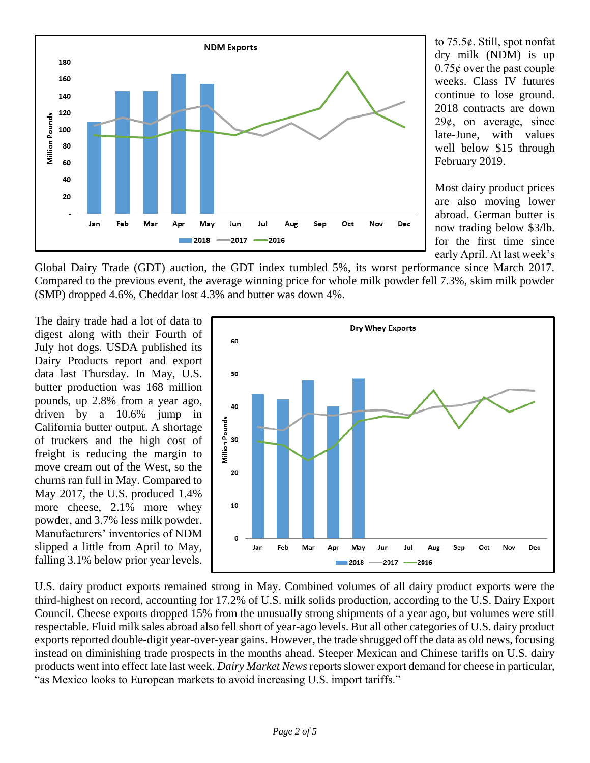to 75.5¢. Still, spot nonfat dry milk (NDM) is up 0.75¢ over the past couple weeks. Class IV futures continue to lose ground. 2018 contracts are down 29¢, on average, since late-June, with values well below $15 through February 2019.

Most dairy product prices are also moving lower abroad. German butter is now trading below $3/lb. for the first time since early April. At last week's Global Dairy Trade (GDT) auction, the GDT index tumbled 5%, its worst performance since March 2017. Compared to the previous event, the average winning price for whole milk powder fell 7.3%, skim milk powder (SMP) dropped 4.6%, Cheddar lost 4.3% and butter was down 4%.

The dairy trade had a lot of data to digest along with their Fourth of July hot dogs. USDA published its Dairy Products report and export data last Thursday. In May, U.S. butter production was 168 million pounds, up 2.8% from a year ago, driven by a 10.6% jump in California butter output. A shortage of truckers and the high cost of freight is reducing the margin to move cream out of the West, so the churns ran full in May. Compared to May 2017, the U.S. produced 1.4% more cheese, 2.1% more whey powder, and 3.7% less milk powder. Manufacturers' inventories of NDM slipped a little from April to May, falling 3.1% below prior year levels.

U.S. dairy product exports remained strong in May. Combined volumes of all dairy product exports were the third-highest on record, accounting for 17.2% of U.S. milk solids production, according to the U.S. Dairy Export Council. Cheese exports dropped 15% from the unusually strong shipments of a year ago, but volumes were still respectable. Fluid milk sales abroad also fell short of year-ago levels. But all other categories of U.S. dairy product exports reported double-digit year-over-year gains. However, the trade shrugged off the data as old news, focusing instead on diminishing trade prospects in the months ahead. Steeper Mexican and Chinese tariffs on U.S. dairy products went into effect late last week. *Dairy Market News* reports slower export demand for cheese in particular, "as Mexico looks to European markets to avoid increasing U.S. import tariffs."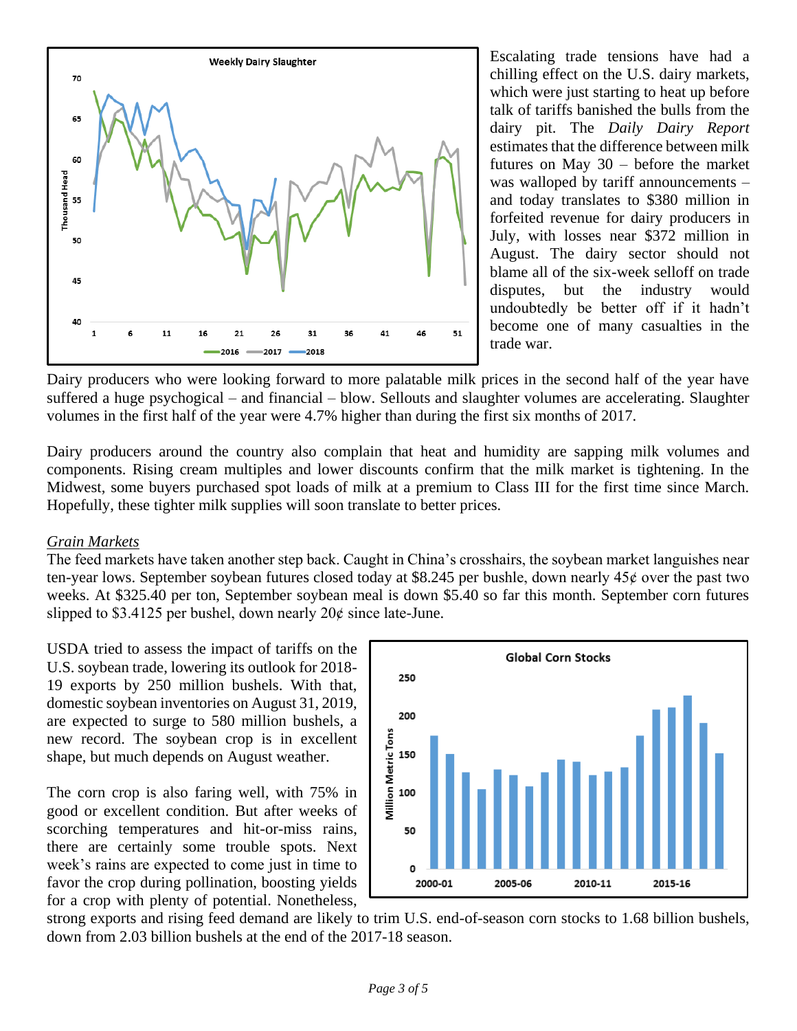Escalating trade tensions have had a chilling effect on the U.S. dairy markets, which were just starting to heat up before talk of tariffs banished the bulls from the dairy pit. The *Daily Dairy Report* estimates that the difference between milk futures on May 30 – before the market was walloped by tariff announcements – and today translates to $380 million in forfeited revenue for dairy producers in July, with losses near $372 million in August. The dairy sector should not blame all of the six-week selloff on trade disputes, but the industry would undoubtedly be better off if it hadn't become one of many casualties in the trade war.

Dairy producers who were looking forward to more palatable milk prices in the second half of the year have suffered a huge psychogical – and financial – blow. Sellouts and slaughter volumes are accelerating. Slaughter volumes in the first half of the year were 4.7% higher than during the first six months of 2017.

Dairy producers around the country also complain that heat and humidity are sapping milk volumes and components. Rising cream multiples and lower discounts confirm that the milk market is tightening. In the Midwest, some buyers purchased spot loads of milk at a premium to Class III for the first time since March. Hopefully, these tighter milk supplies will soon translate to better prices.

*Grain Markets*

The feed markets have taken another step back. Caught in China's crosshairs, the soybean market languishes near ten-year lows. September soybean futures closed today at $8.245 per bushle, down nearly 45¢ over the past two weeks. At $325.40 per ton, September soybean meal is down $5.40 so far this month. September corn futures slipped to $3.4125 per bushel, down nearly 20¢ since late-June.

USDA tried to assess the impact of tariffs on the U.S. soybean trade, lowering its outlook for 2018-19 exports by 250 million bushels. With that, domestic soybean inventories on August 31, 2019, are expected to surge to 580 million bushels, a new record. The soybean crop is in excellent shape, but much depends on August weather.

The corn crop is also faring well, with 75% in good or excellent condition. But after weeks of scorching temperatures and hit-or-miss rains, there are certainly some trouble spots. Next week's rains are expected to come just in time to favor the crop during pollination, boosting yields for a crop with plenty of potential. Nonetheless, strong exports and rising feed demand are likely to trim U.S. end-of-season corn stocks to 1.68 billion bushels, down from 2.03 billion bushels at the end of the 2017-18 season.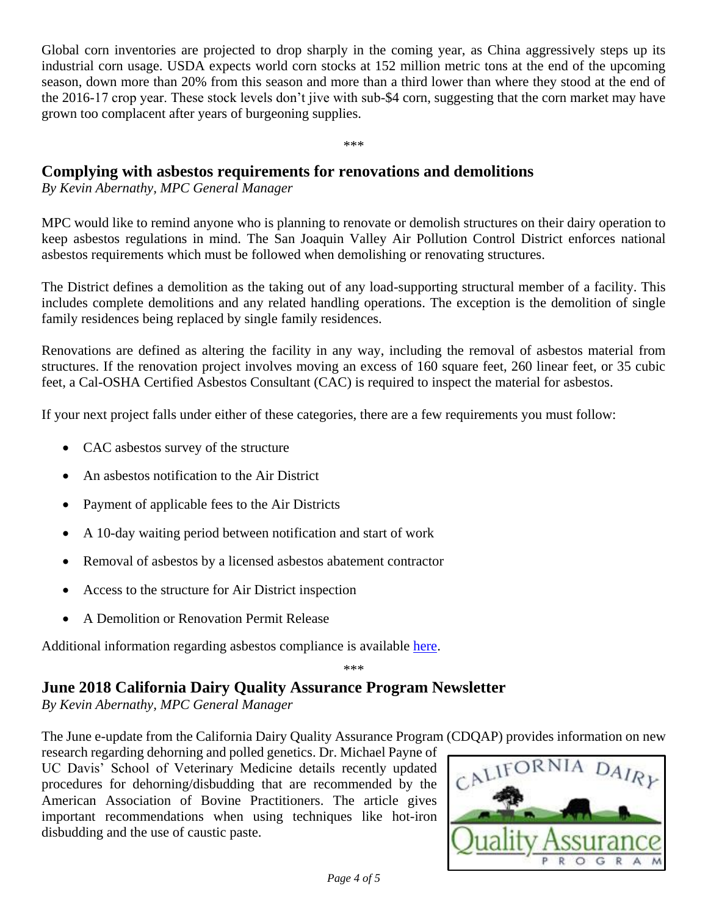Global corn inventories are projected to drop sharply in the coming year, as China aggressively steps up its industrial corn usage. USDA expects world corn stocks at 152 million metric tons at the end of the upcoming season, down more than 20% from this season and more than a third lower than where they stood at the end of the 2016-17 crop year. These stock levels don't jive with sub-$4 corn, suggesting that the corn market may have grown too complacent after years of burgeoning supplies.

***

## Complying with asbestos requirements for renovations and demolitions

*By Kevin Abernathy, MPC General Manager*

MPC would like to remind anyone who is planning to renovate or demolish structures on their dairy operation to keep asbestos regulations in mind. The San Joaquin Valley Air Pollution Control District enforces national asbestos requirements which must be followed when demolishing or renovating structures.

The District defines a demolition as the taking out of any load-supporting structural member of a facility. This includes complete demolitions and any related handling operations. The exception is the demolition of single family residences being replaced by single family residences.

Renovations are defined as altering the facility in any way, including the removal of asbestos material from structures. If the renovation project involves moving an excess of 160 square feet, 260 linear feet, or 35 cubic feet, a Cal-OSHA Certified Asbestos Consultant (CAC) is required to inspect the material for asbestos.

If your next project falls under either of these categories, there are a few requirements you must follow:

- CAC asbestos survey of the structure
- An asbestos notification to the Air District
- Payment of applicable fees to the Air Districts
- A 10-day waiting period between notification and start of work
- Removal of asbestos by a licensed asbestos abatement contractor
- Access to the structure for Air District inspection
- A Demolition or Renovation Permit Release

Additional information regarding asbestos compliance is available here.

***

## June 2018 California Dairy Quality Assurance Program Newsletter

*By Kevin Abernathy, MPC General Manager*

The June e-update from the California Dairy Quality Assurance Program (CDQAP) provides information on new research regarding dehorning and polled genetics. Dr. Michael Payne of UC Davis' School of Veterinary Medicine details recently updated procedures for dehorning/disbudding that are recommended by the American Association of Bovine Practitioners. The article gives important recommendations when using techniques like hot-iron disbudding and the use of caustic paste.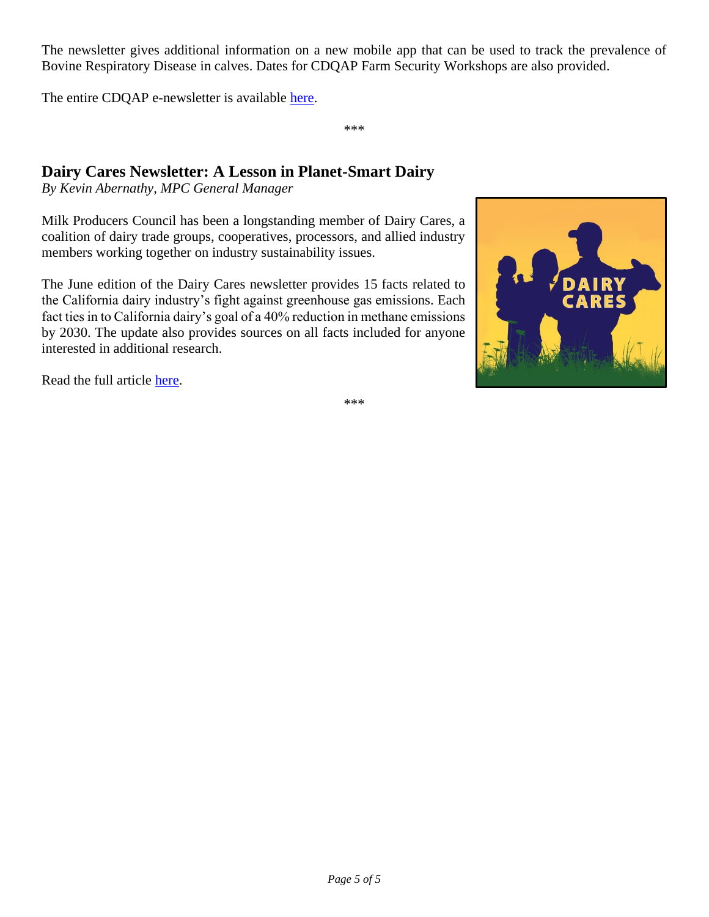The newsletter gives additional information on a new mobile app that can be used to track the prevalence of Bovine Respiratory Disease in calves. Dates for CDQAP Farm Security Workshops are also provided.

The entire CDQAP e-newsletter is available here.

***

## Dairy Cares Newsletter: A Lesson in Planet-Smart Dairy

*By Kevin Abernathy, MPC General Manager*

Milk Producers Council has been a longstanding member of Dairy Cares, a coalition of dairy trade groups, cooperatives, processors, and allied industry members working together on industry sustainability issues.

The June edition of the Dairy Cares newsletter provides 15 facts related to the California dairy industry's fight against greenhouse gas emissions. Each fact ties in to California dairy's goal of a 40% reduction in methane emissions by 2030. The update also provides sources on all facts included for anyone interested in additional research.

Read the full article here.

***